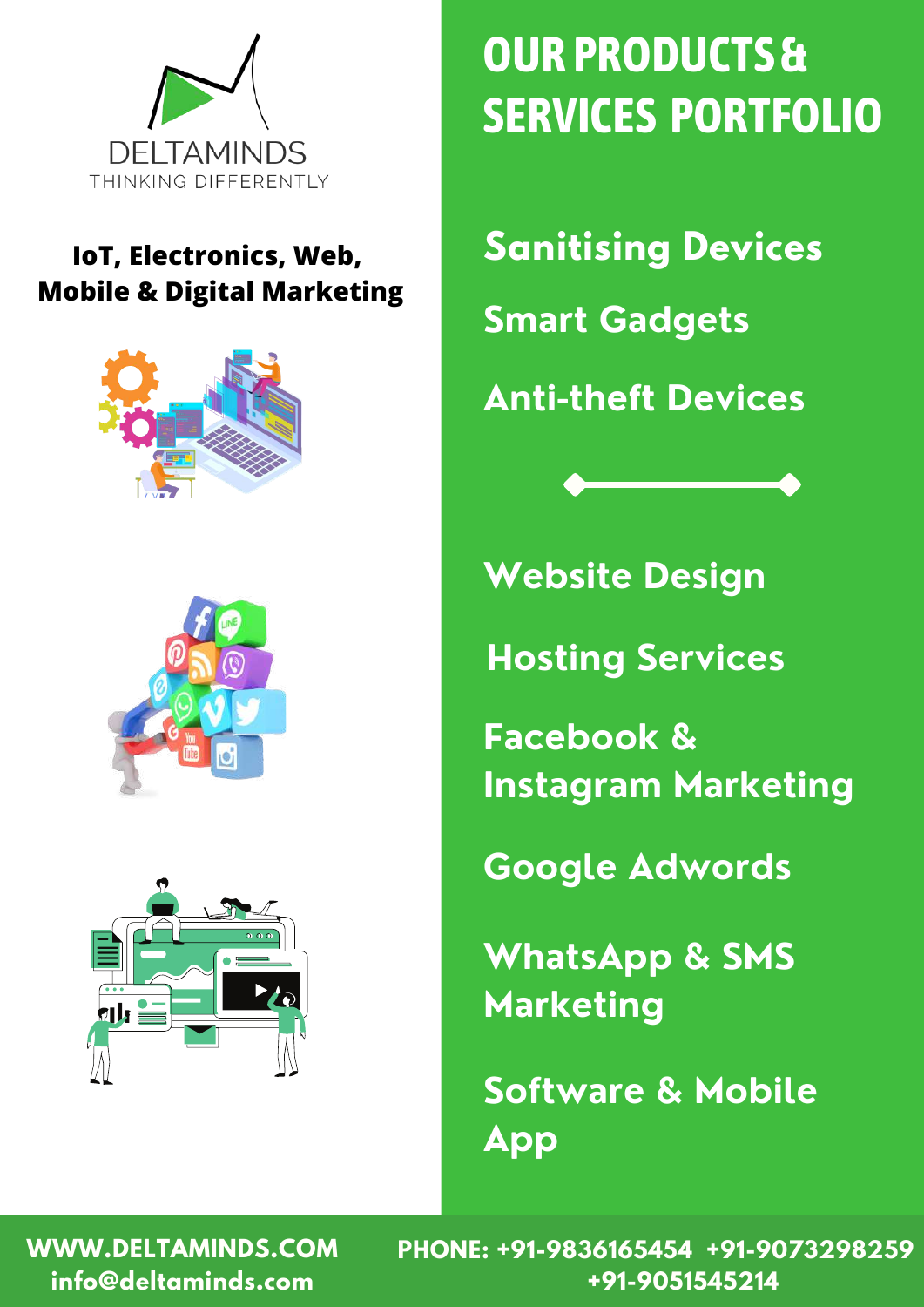DELTAMINDS

THINKING DIFFERENTLY

**IoT, Electronics, Web, Mobile & Digital Marketing**

# OUR PRODUCTS & SERVICES PORTFOLIO

## Sanitising Devices

## Smart Gadgets

## Anti-theft Devices

## Website Design

## Hosting Services

## Facebook & Instagram Marketing

## Google Adwords

## WhatsApp & SMS Marketing

## Software & Mobile App

**WWW.DELTAMINDS.COM**
**info@deltaminds.com**

**PHONE: +91-9836165454 +91-9073298259 +91-9051545214**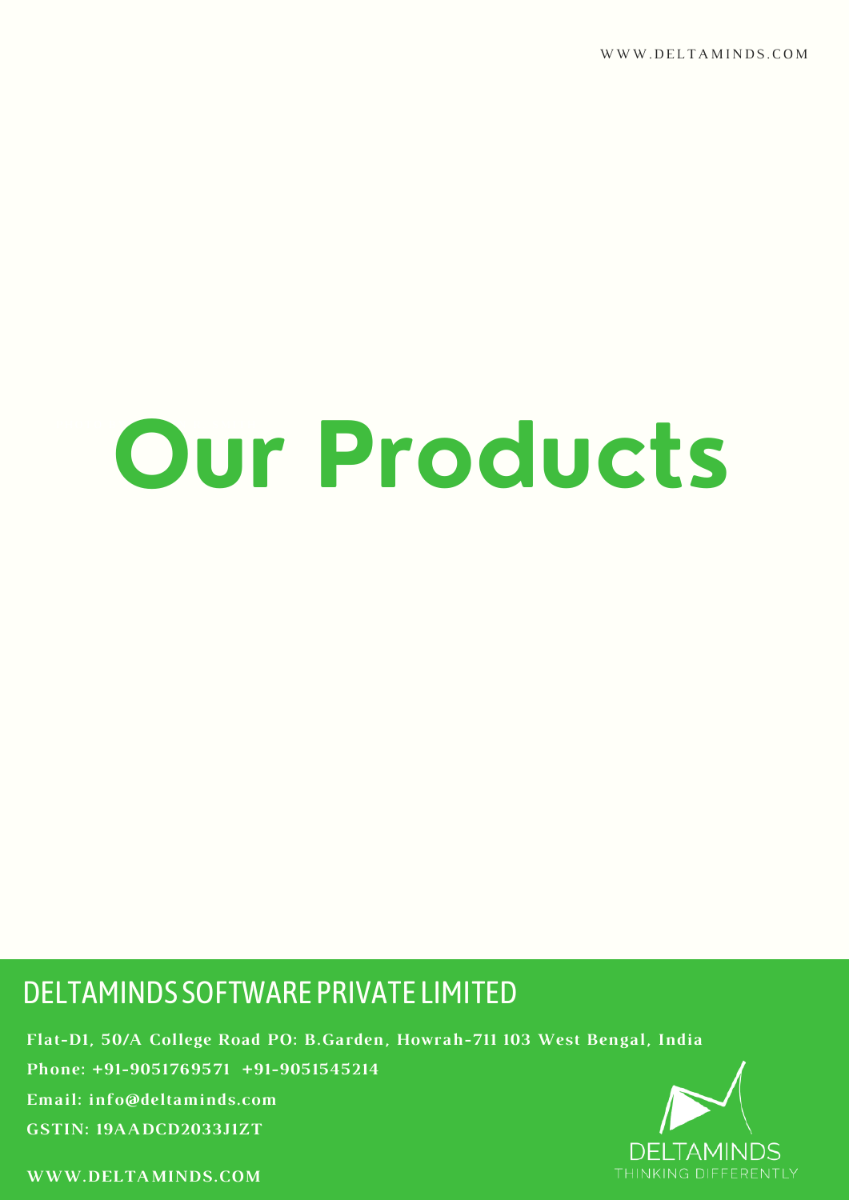# Our Products

## DELTAMINDS SOFTWARE PRIVATE LIMITED

**Flat-D1, 50/A College Road PO: B.Garden, Howrah-711 103 West Bengal, India**

**Phone: +91-9051769571 +91-9051545214**

**Email: info@deltaminds.com**

**GSTIN: 19AADCD2033J1ZT**

**WWW.DELTAMINDS.COM**

DELTAMINDS
THINKING DIFFERENTLY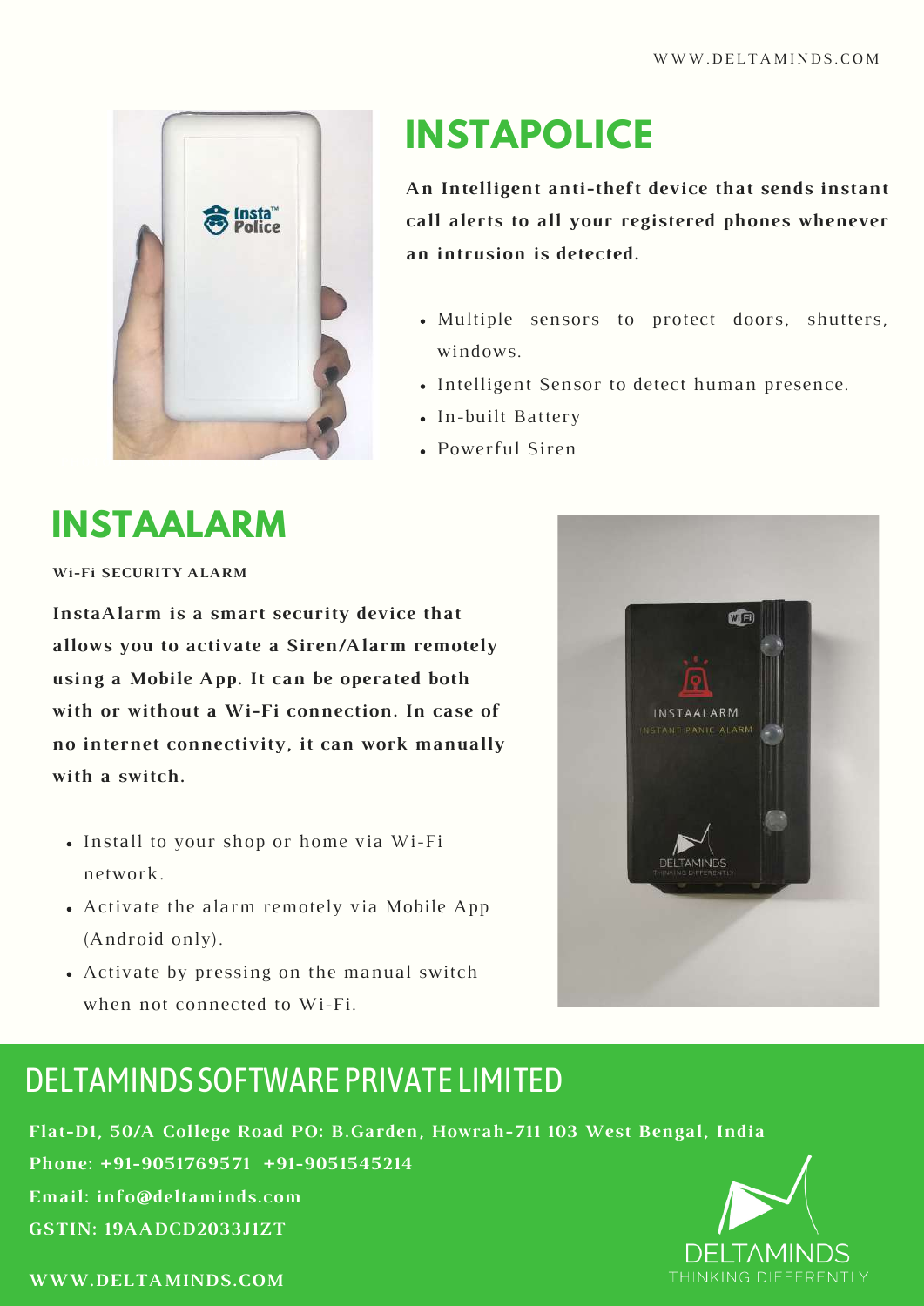# INSTAPOLICE

**An Intelligent anti-theft device that sends instant call alerts to all your registered phones whenever an intrusion is detected.**

- Multiple sensors to protect doors, shutters, windows.
- Intelligent Sensor to detect human presence.
- In-built Battery
- Powerful Siren

# INSTAALARM

**Wi-Fi SECURITY ALARM**

**InstaAlarm is a smart security device that allows you to activate a Siren/Alarm remotely using a Mobile App. It can be operated both with or without a Wi-Fi connection. In case of no internet connectivity, it can work manually with a switch.**

- Install to your shop or home via Wi-Fi network.
- Activate the alarm remotely via Mobile App (Android only).
- Activate by pressing on the manual switch when not connected to Wi-Fi.

## DELTAMINDS SOFTWARE PRIVATE LIMITED

**Flat-D1, 50/A College Road PO: B.Garden, Howrah-711 103 West Bengal, India**
**Phone: +91-9051769571 +91-9051545214**
**Email: info@deltaminds.com**
**GSTIN: 19AADCD2033J1ZT**

**WWW.DELTAMINDS.COM**

DELTAMINDS
THINKING DIFFERENTLY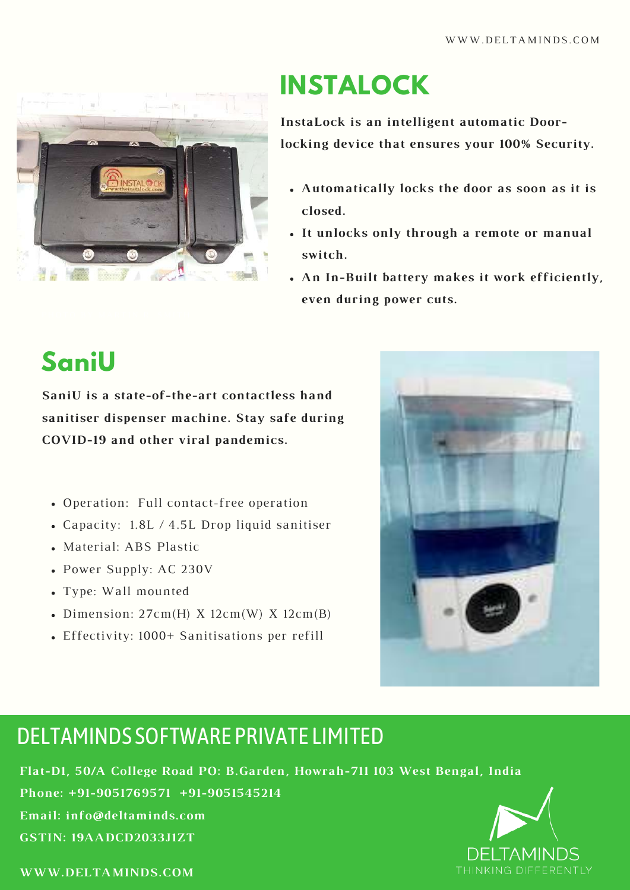WWW.DELTAMINDS.COM

# INSTALOCK

**InstaLock is an intelligent automatic Door-locking device that ensures your 100% Security.**

- **Automatically locks the door as soon as it is closed.**
- **It unlocks only through a remote or manual switch.**
- **An In-Built battery makes it work efficiently, even during power cuts.**

# SaniU

**SaniU is a state-of-the-art contactless hand sanitiser dispenser machine. Stay safe during COVID-19 and other viral pandemics.**

- Operation: Full contact-free operation
- Capacity: 1.8L / 4.5L Drop liquid sanitiser
- Material: ABS Plastic
- Power Supply: AC 230V
- Type: Wall mounted
- Dimension: 27cm(H) X 12cm(W) X 12cm(B)
- Effectivity: 1000+ Sanitisations per refill

## DELTAMINDS SOFTWARE PRIVATE LIMITED

**Flat-D1, 50/A College Road PO: B.Garden, Howrah-711 103 West Bengal, India**
**Phone: +91-9051769571 +91-9051545214**
**Email: info@deltaminds.com**
**GSTIN: 19AADCD2033J1ZT**

**WWW.DELTAMINDS.COM**

DELTAMINDS
THINKING DIFFERENTLY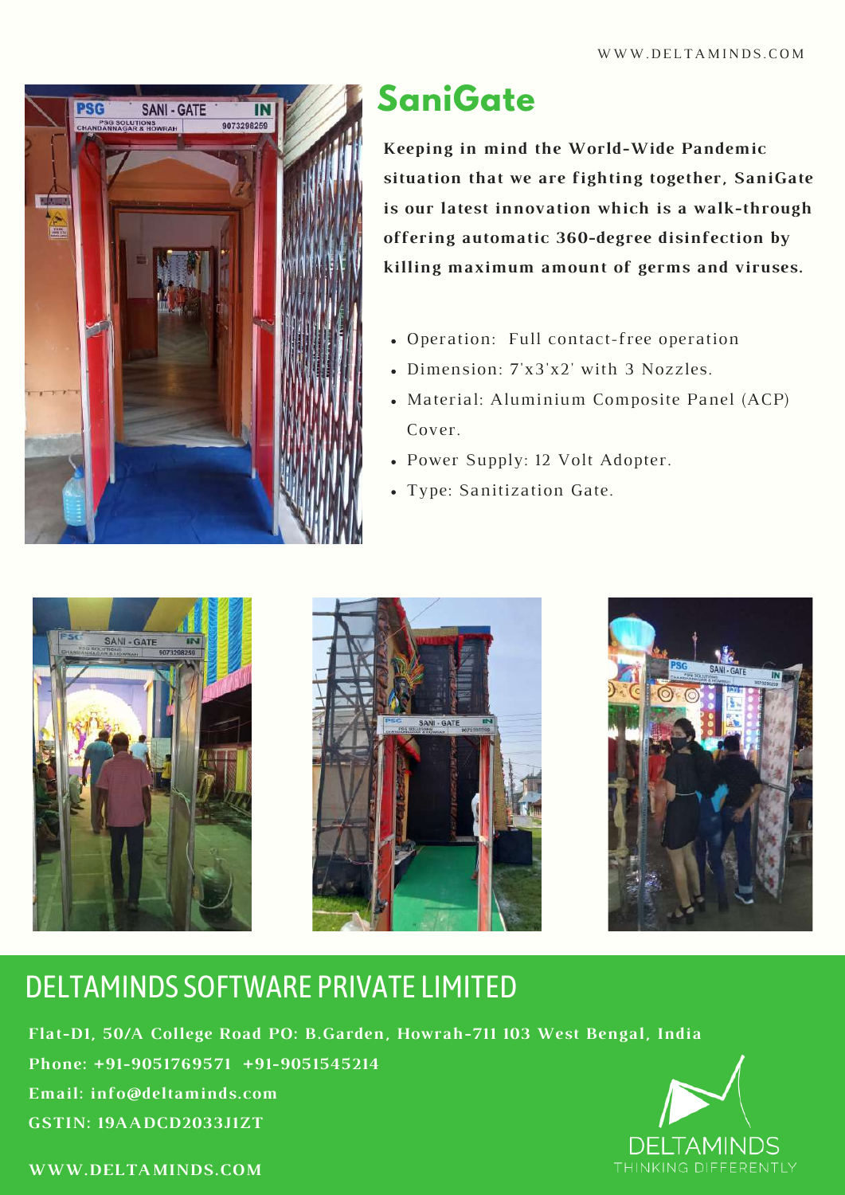# SaniGate

**Keeping in mind the World-Wide Pandemic situation that we are fighting together, SaniGate is our latest innovation which is a walk-through offering automatic 360-degree disinfection by killing maximum amount of germs and viruses.**

- Operation: Full contact-free operation
- Dimension: 7'x3'x2' with 3 Nozzles.
- Material: Aluminium Composite Panel (ACP) Cover.
- Power Supply: 12 Volt Adopter.
- Type: Sanitization Gate.

## DELTAMINDS SOFTWARE PRIVATE LIMITED

**Flat-D1, 50/A College Road PO: B.Garden, Howrah-711 103 West Bengal, India**

**Phone: +91-9051769571 +91-9051545214**

**Email: info@deltaminds.com**

**GSTIN: 19AADCD2033J1ZT**

**WWW.DELTAMINDS.COM**

DELTAMINDS
THINKING DIFFERENTLY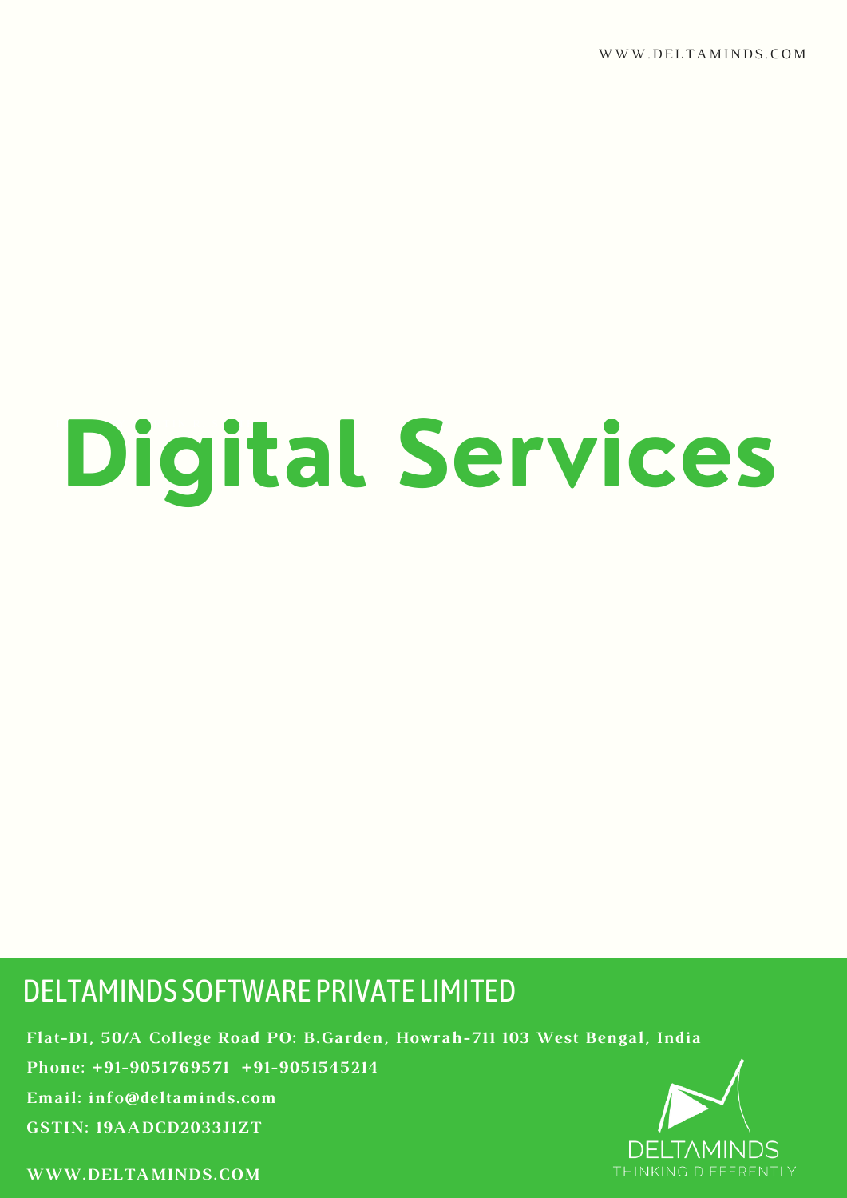# Digital Services

## DELTAMINDS SOFTWARE PRIVATE LIMITED

**Flat-D1, 50/A College Road PO: B.Garden, Howrah-711 103 West Bengal, India**

**Phone: +91-9051769571 +91-9051545214**

**Email: info@deltaminds.com**

**GSTIN: 19AADCD2033J1ZT**

**WWW.DELTAMINDS.COM**

DELTAMINDS
THINKING DIFFERENTLY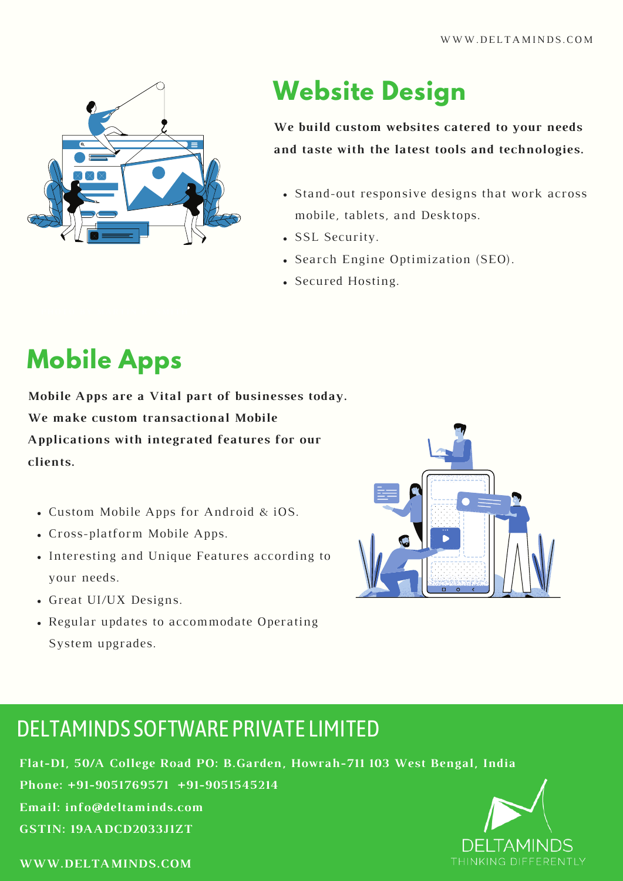WWW.DELTAMINDS.COM

# Website Design

**We build custom websites catered to your needs and taste with the latest tools and technologies.**

- Stand-out responsive designs that work across mobile, tablets, and Desktops.
- SSL Security.
- Search Engine Optimization (SEO).
- Secured Hosting.

# Mobile Apps

**Mobile Apps are a Vital part of businesses today. We make custom transactional Mobile Applications with integrated features for our clients.**

- Custom Mobile Apps for Android & iOS.
- Cross-platform Mobile Apps.
- Interesting and Unique Features according to your needs.
- Great UI/UX Designs.
- Regular updates to accommodate Operating System upgrades.

## DELTAMINDS SOFTWARE PRIVATE LIMITED

**Flat-D1, 50/A College Road PO: B.Garden, Howrah-711 103 West Bengal, India**
**Phone: +91-9051769571 +91-9051545214**
**Email: info@deltaminds.com**
**GSTIN: 19AADCD2033J1ZT**

**WWW.DELTAMINDS.COM**

DELTAMINDS
THINKING DIFFERENTLY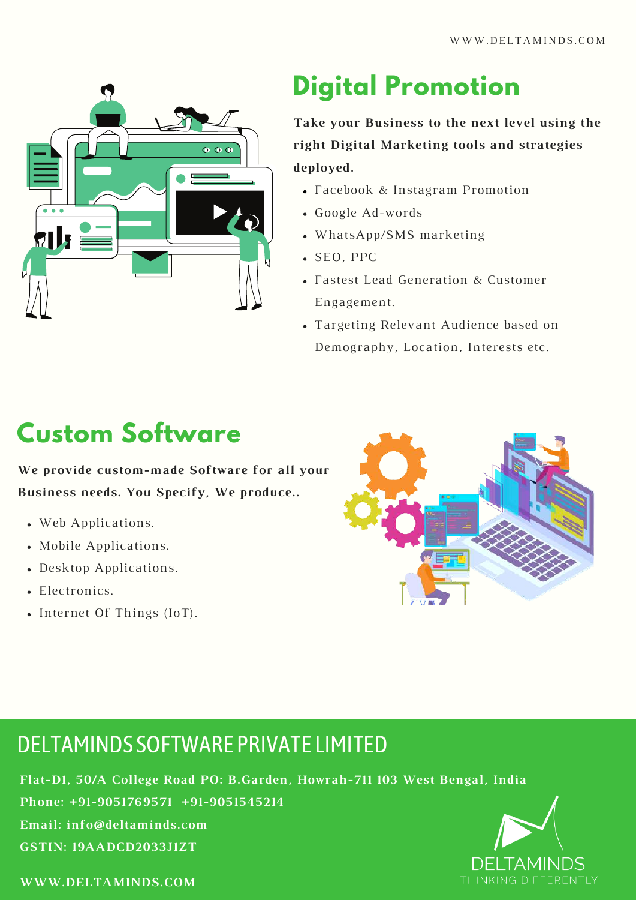## Digital Promotion

**Take your Business to the next level using the right Digital Marketing tools and strategies deployed.**

- Facebook & Instagram Promotion
- Google Ad-words
- WhatsApp/SMS marketing
- SEO, PPC
- Fastest Lead Generation & Customer Engagement.
- Targeting Relevant Audience based on Demography, Location, Interests etc.

## Custom Software

**We provide custom-made Software for all your Business needs. You Specify, We produce..**

- Web Applications.
- Mobile Applications.
- Desktop Applications.
- Electronics.
- Internet Of Things (IoT).

## DELTAMINDS SOFTWARE PRIVATE LIMITED

**Flat-D1, 50/A College Road PO: B.Garden, Howrah-711 103 West Bengal, India**

**Phone: +91-9051769571 +91-9051545214**

**Email: info@deltaminds.com**

**GSTIN: 19AADCD2033J1ZT**

**WWW.DELTAMINDS.COM**

DELTAMINDS
THINKING DIFFERENTLY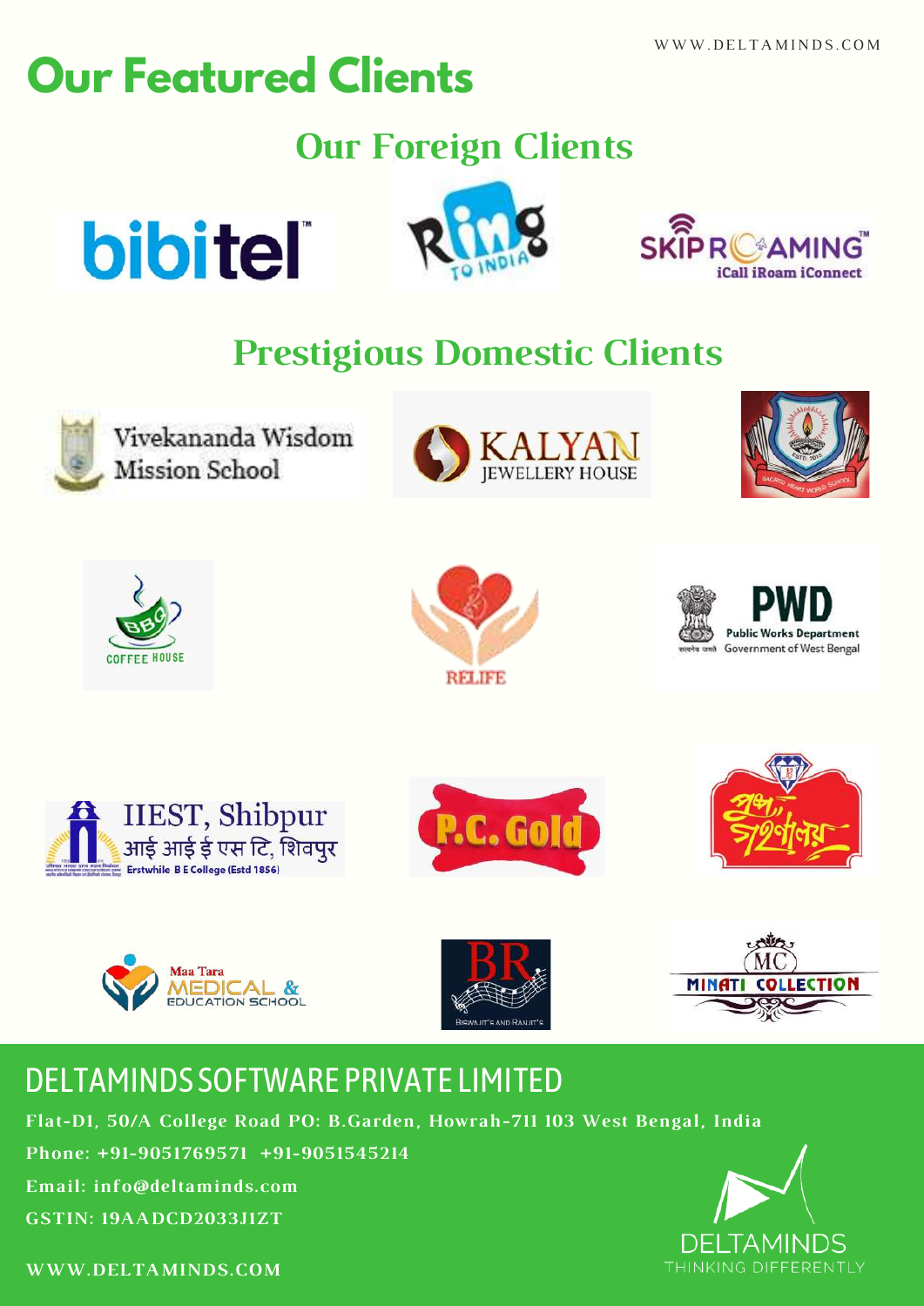# Our Featured Clients

## Our Foreign Clients

bibitel

Ring TO INDIA

SKIPROAMING
iCall iRoam iConnect

## Prestigious Domestic Clients

Vivekananda Wisdom Mission School

KALYAN JEWELLERY HOUSE

BBC COFFEE HOUSE

RELIFE

PWD
Public Works Department
Government of West Bengal

IIEST, Shibpur
आई आई ई एस टि, शिवपुर
Erstwhile B E College (Estd 1856)

P.C. Gold

Maa Tara MEDICAL & EDUCATION SCHOOL

BR
BISWAJIT'S AND RANJIT'S

MC
MINATI COLLECTION

## DELTAMINDS SOFTWARE PRIVATE LIMITED

Flat-D1, 50/A College Road PO: B.Garden, Howrah-711 103 West Bengal, India

Phone: +91-9051769571 +91-9051545214

Email: info@deltaminds.com

GSTIN: 19AADCD2033J1ZT

WWW.DELTAMINDS.COM

DELTAMINDS
THINKING DIFFERENTLY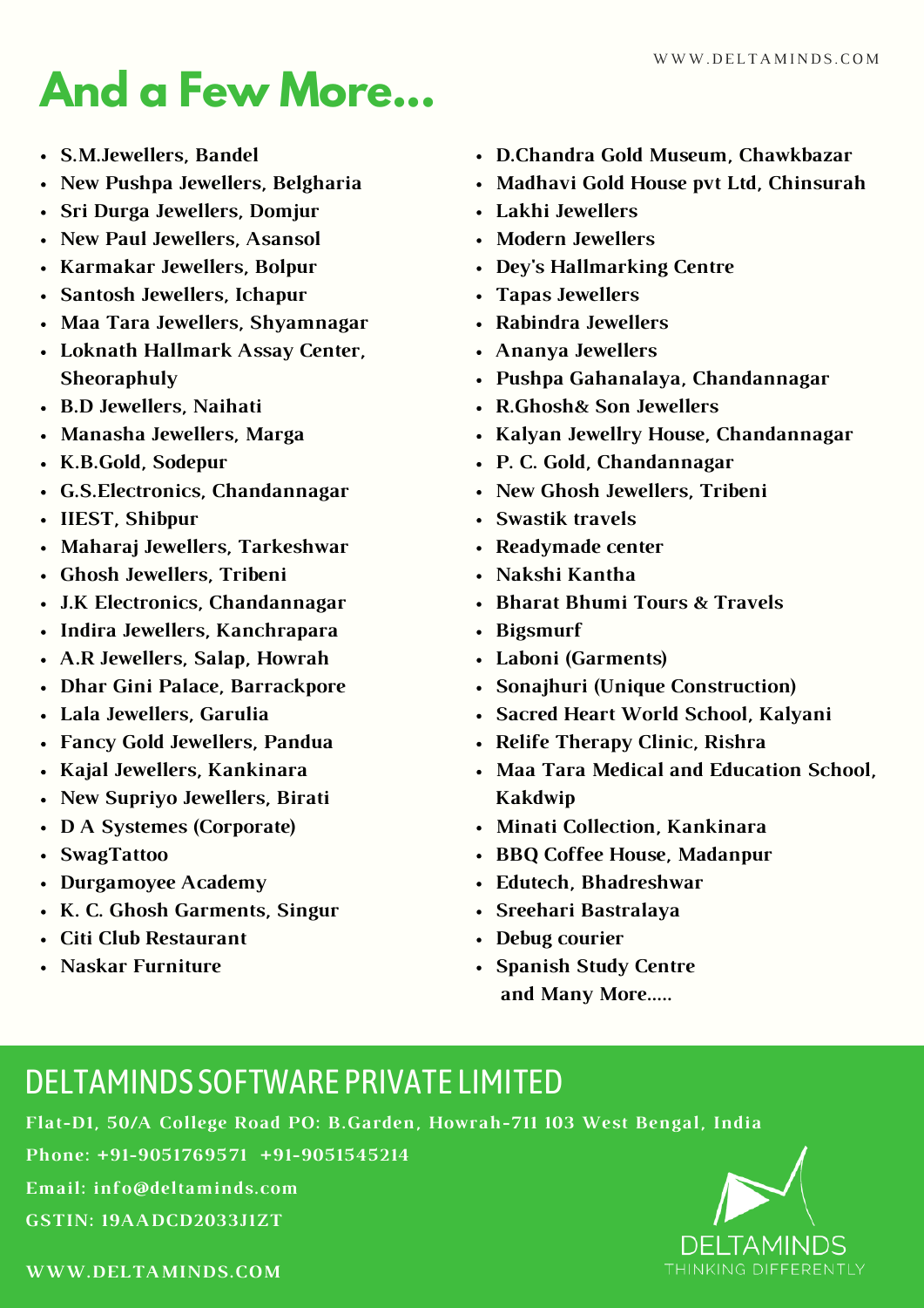# And a Few More...

- S.M.Jewellers, Bandel
- New Pushpa Jewellers, Belgharia
- Sri Durga Jewellers, Domjur
- New Paul Jewellers, Asansol
- Karmakar Jewellers, Bolpur
- Santosh Jewellers, Ichapur
- Maa Tara Jewellers, Shyamnagar
- Loknath Hallmark Assay Center, Sheoraphuly
- B.D Jewellers, Naihati
- Manasha Jewellers, Marga
- K.B.Gold, Sodepur
- G.S.Electronics, Chandannagar
- IIEST, Shibpur
- Maharaj Jewellers, Tarkeshwar
- Ghosh Jewellers, Tribeni
- J.K Electronics, Chandannagar
- Indira Jewellers, Kanchrapara
- A.R Jewellers, Salap, Howrah
- Dhar Gini Palace, Barrackpore
- Lala Jewellers, Garulia
- Fancy Gold Jewellers, Pandua
- Kajal Jewellers, Kankinara
- New Supriyo Jewellers, Birati
- D A Systemes (Corporate)
- SwagTattoo
- Durgamoyee Academy
- K. C. Ghosh Garments, Singur
- Citi Club Restaurant
- Naskar Furniture
- D.Chandra Gold Museum, Chawkbazar
- Madhavi Gold House pvt Ltd, Chinsurah
- Lakhi Jewellers
- Modern Jewellers
- Dey's Hallmarking Centre
- Tapas Jewellers
- Rabindra Jewellers
- Ananya Jewellers
- Pushpa Gahanalaya, Chandannagar
- R.Ghosh& Son Jewellers
- Kalyan Jewellry House, Chandannagar
- P. C. Gold, Chandannagar
- New Ghosh Jewellers, Tribeni
- Swastik travels
- Readymade center
- Nakshi Kantha
- Bharat Bhumi Tours & Travels
- Bigsmurf
- Laboni (Garments)
- Sonajhuri (Unique Construction)
- Sacred Heart World School, Kalyani
- Relife Therapy Clinic, Rishra
- Maa Tara Medical and Education School, Kakdwip
- Minati Collection, Kankinara
- BBQ Coffee House, Madanpur
- Edutech, Bhadreshwar
- Sreehari Bastralaya
- Debug courier
- Spanish Study Centre

and Many More.....

## DELTAMINDS SOFTWARE PRIVATE LIMITED

Flat-D1, 50/A College Road PO: B.Garden, Howrah-711 103 West Bengal, India

Phone: +91-9051769571 +91-9051545214

Email: info@deltaminds.com

GSTIN: 19AADCD2033J1ZT

WWW.DELTAMINDS.COM

DELTAMINDS
THINKING DIFFERENTLY